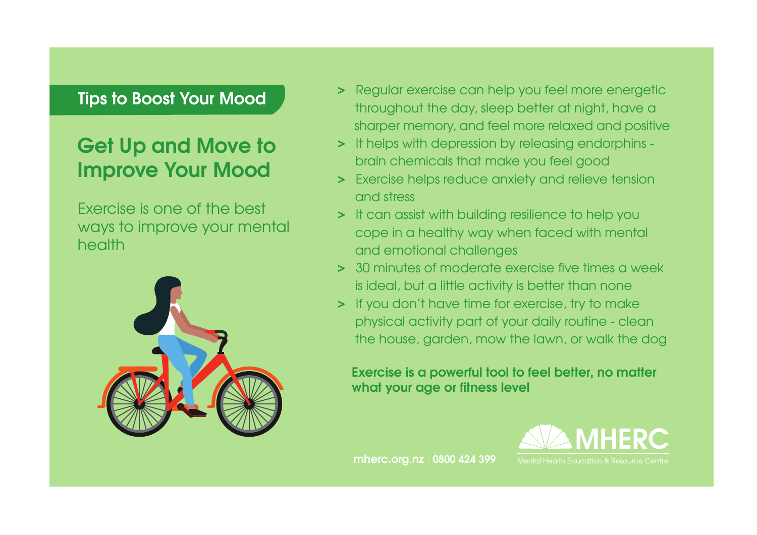## Tips to Boost Your Mood

# Get Up and Move to Improve Your Mood

Exercise is one of the best ways to improve your mental health

- Regular exercise can help you feel more energetic throughout the day, sleep better at night, have a sharper memory, and feel more relaxed and positive
- It helps with depression by releasing endorphins - brain chemicals that make you feel good
- Exercise helps reduce anxiety and relieve tension and stress
- It can assist with building resilience to help you cope in a healthy way when faced with mental and emotional challenges
- 30 minutes of moderate exercise five times a week is ideal, but a little activity is better than none
- If you don't have time for exercise, try to make physical activity part of your daily routine - clean the house, garden, mow the lawn, or walk the dog

**Exercise is a powerful tool to feel better, no matter what your age or fitness level**

**mherc.org.nz | 0800 424 399**

MHERC
Mental Health Education & Resource Centre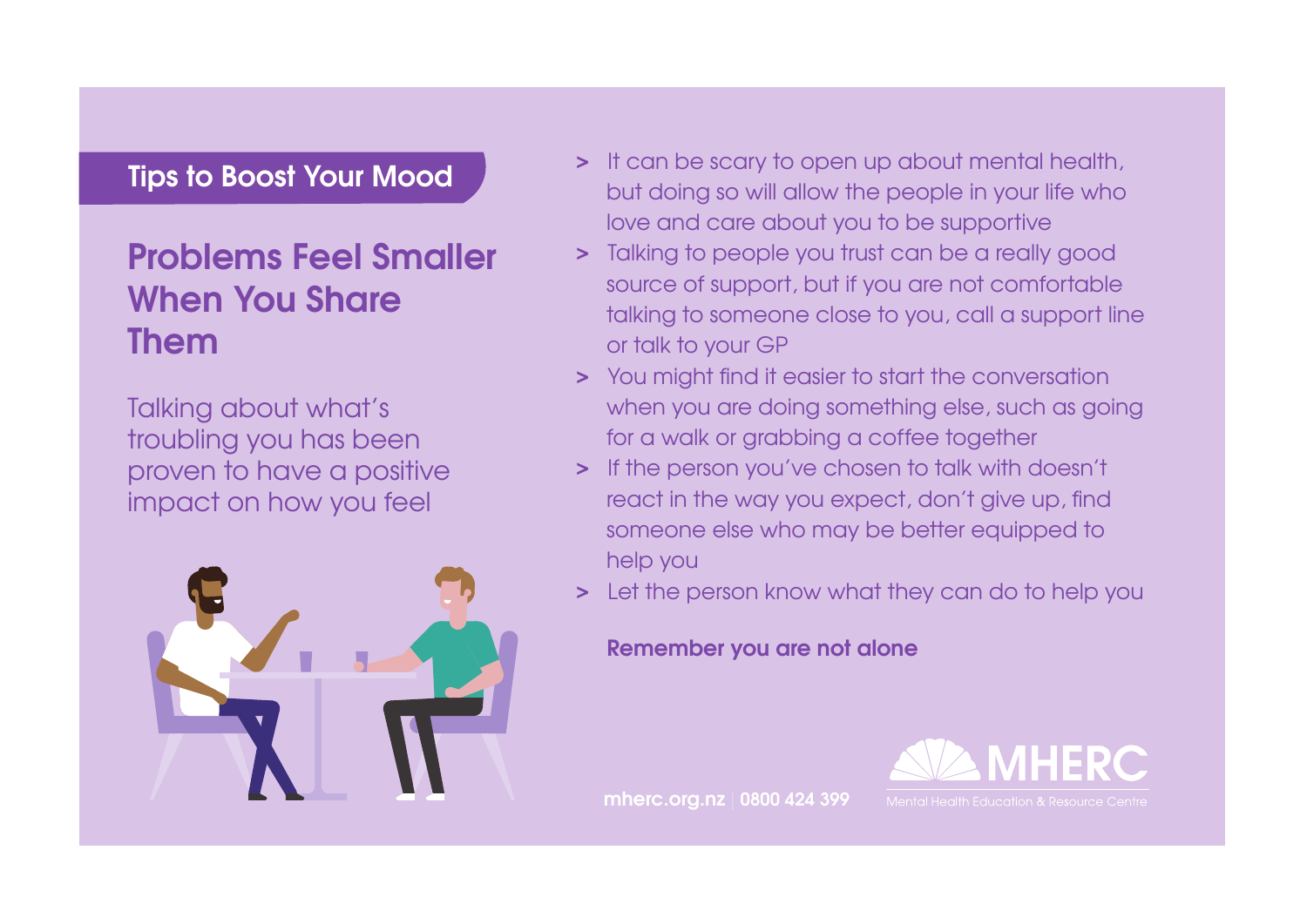Tips to Boost Your Mood

# Problems Feel Smaller When You Share Them

Talking about what's troubling you has been proven to have a positive impact on how you feel

- It can be scary to open up about mental health, but doing so will allow the people in your life who love and care about you to be supportive
- Talking to people you trust can be a really good source of support, but if you are not comfortable talking to someone close to you, call a support line or talk to your GP
- You might find it easier to start the conversation when you are doing something else, such as going for a walk or grabbing a coffee together
- If the person you've chosen to talk with doesn't react in the way you expect, don't give up, find someone else who may be better equipped to help you
- Let the person know what they can do to help you

**Remember you are not alone**

mherc.org.nz | 0800 424 399

MHERC
Mental Health Education & Resource Centre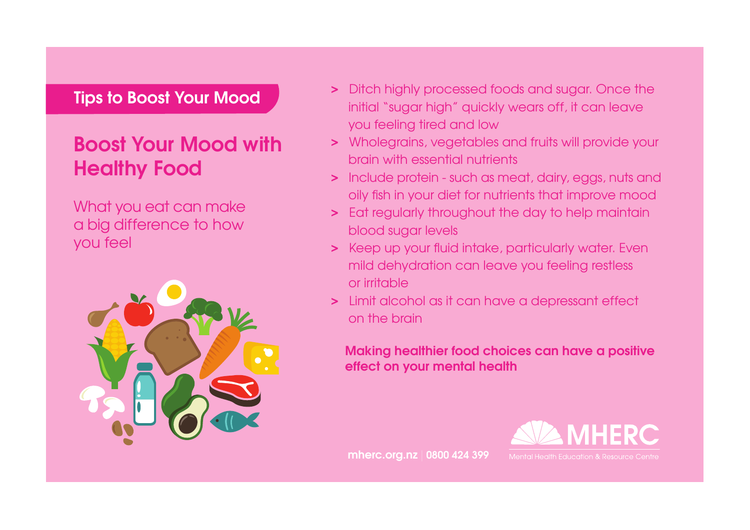Tips to Boost Your Mood

# Boost Your Mood with Healthy Food

What you eat can make a big difference to how you feel

- Ditch highly processed foods and sugar. Once the initial "sugar high" quickly wears off, it can leave you feeling tired and low
- Wholegrains, vegetables and fruits will provide your brain with essential nutrients
- Include protein - such as meat, dairy, eggs, nuts and oily fish in your diet for nutrients that improve mood
- Eat regularly throughout the day to help maintain blood sugar levels
- Keep up your fluid intake, particularly water. Even mild dehydration can leave you feeling restless or irritable
- Limit alcohol as it can have a depressant effect on the brain

**Making healthier food choices can have a positive effect on your mental health**

mherc.org.nz | 0800 424 399

MHERC
Mental Health Education & Resource Centre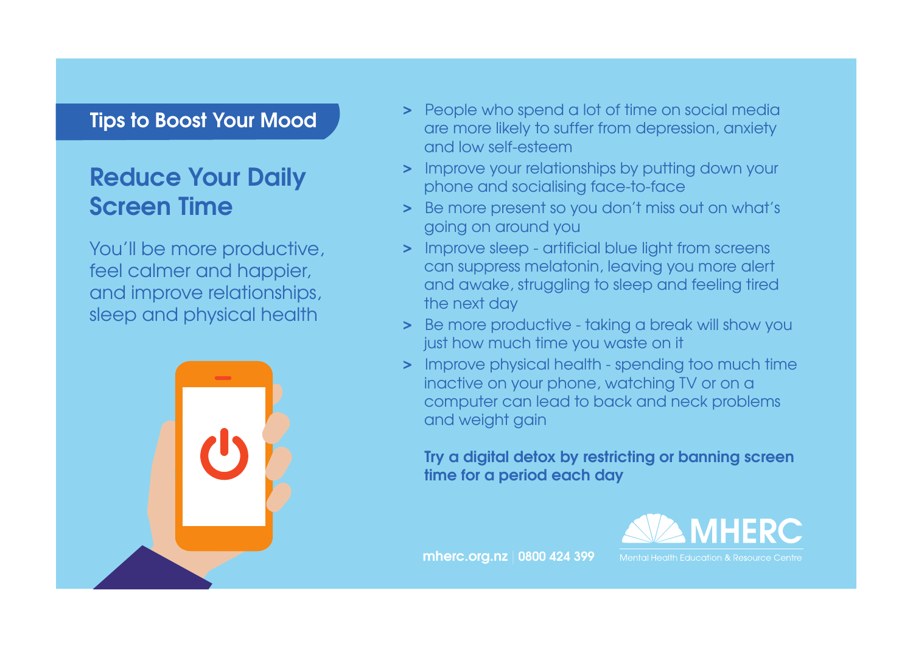**Tips to Boost Your Mood**

## Reduce Your Daily Screen Time

You'll be more productive, feel calmer and happier, and improve relationships, sleep and physical health

- People who spend a lot of time on social media are more likely to suffer from depression, anxiety and low self-esteem
- Improve your relationships by putting down your phone and socialising face-to-face
- Be more present so you don't miss out on what's going on around you
- Improve sleep - artificial blue light from screens can suppress melatonin, leaving you more alert and awake, struggling to sleep and feeling tired the next day
- Be more productive - taking a break will show you just how much time you waste on it
- Improve physical health - spending too much time inactive on your phone, watching TV or on a computer can lead to back and neck problems and weight gain

**Try a digital detox by restricting or banning screen time for a period each day**

**mherc.org.nz | 0800 424 399**

MHERC Mental Health Education & Resource Centre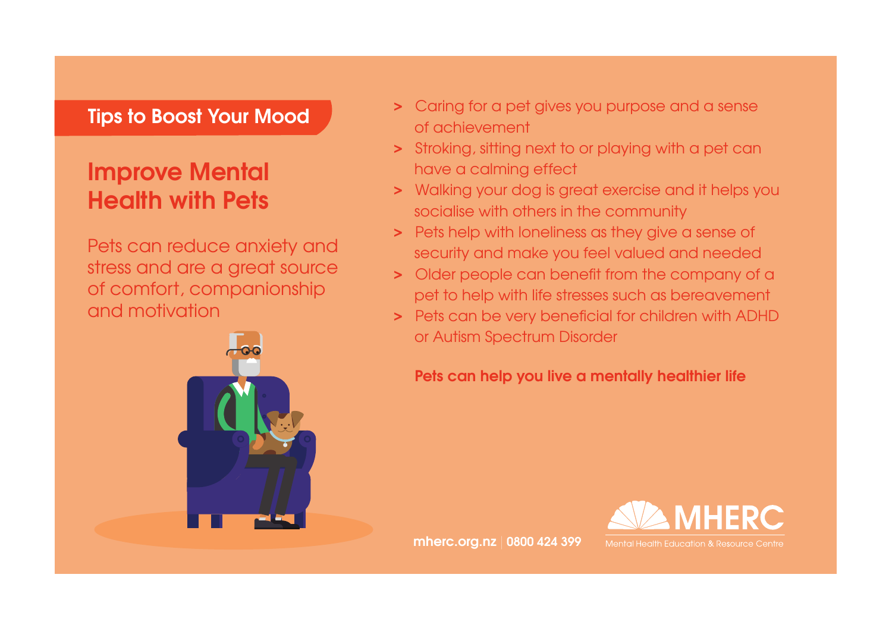**Tips to Boost Your Mood**

# Improve Mental Health with Pets

Pets can reduce anxiety and stress and are a great source of comfort, companionship and motivation

- Caring for a pet gives you purpose and a sense of achievement
- Stroking, sitting next to or playing with a pet can have a calming effect
- Walking your dog is great exercise and it helps you socialise with others in the community
- Pets help with loneliness as they give a sense of security and make you feel valued and needed
- Older people can benefit from the company of a pet to help with life stresses such as bereavement
- Pets can be very beneficial for children with ADHD or Autism Spectrum Disorder

**Pets can help you live a mentally healthier life**

**mherc.org.nz | 0800 424 399**

MHERC
Mental Health Education & Resource Centre